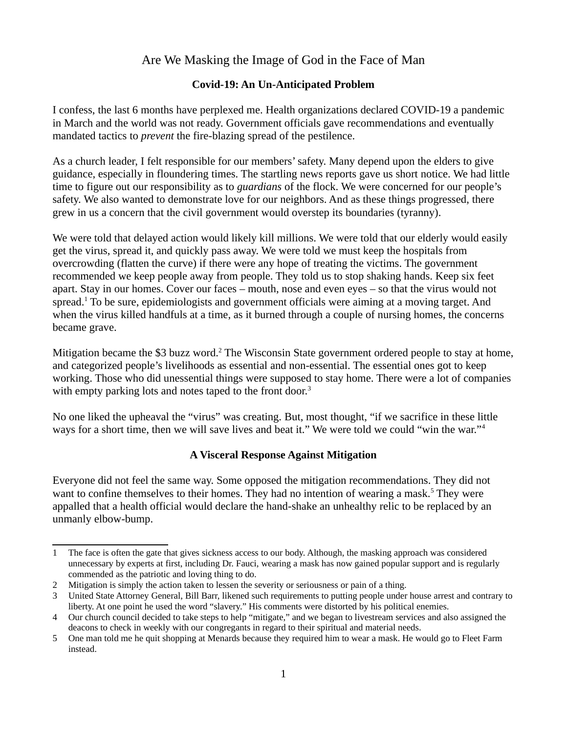# Are We Masking the Image of God in the Face of Man

## Covid-19: An Un-Anticipated Problem

I confess, the last 6 months have perplexed me. Health organizations declared COVID-19 a pandemic in March and the world was not ready. Government officials gave recommendations and eventually mandated tactics to *prevent* the fire-blazing spread of the pestilence.

As a church leader, I felt responsible for our members' safety. Many depend upon the elders to give guidance, especially in floundering times. The startling news reports gave us short notice. We had little time to figure out our responsibility as to *guardians* of the flock. We were concerned for our people's safety. We also wanted to demonstrate love for our neighbors. And as these things progressed, there grew in us a concern that the civil government would overstep its boundaries (tyranny).

We were told that delayed action would likely kill millions. We were told that our elderly would easily get the virus, spread it, and quickly pass away. We were told we must keep the hospitals from overcrowding (flatten the curve) if there were any hope of treating the victims. The government recommended we keep people away from people. They told us to stop shaking hands. Keep six feet apart. Stay in our homes. Cover our faces – mouth, nose and even eyes – so that the virus would not spread.[1] To be sure, epidemiologists and government officials were aiming at a moving target. And when the virus killed handfuls at a time, as it burned through a couple of nursing homes, the concerns became grave.

Mitigation became the $3 buzz word.[2] The Wisconsin State government ordered people to stay at home, and categorized people's livelihoods as essential and non-essential. The essential ones got to keep working. Those who did unessential things were supposed to stay home. There were a lot of companies with empty parking lots and notes taped to the front door.[3]

No one liked the upheaval the "virus" was creating. But, most thought, "if we sacrifice in these little ways for a short time, then we will save lives and beat it." We were told we could "win the war."[4]

## A Visceral Response Against Mitigation

Everyone did not feel the same way. Some opposed the mitigation recommendations. They did not want to confine themselves to their homes. They had no intention of wearing a mask.[5] They were appalled that a health official would declare the hand-shake an unhealthy relic to be replaced by an unmanly elbow-bump.

---

1 The face is often the gate that gives sickness access to our body. Although, the masking approach was considered unnecessary by experts at first, including Dr. Fauci, wearing a mask has now gained popular support and is regularly commended as the patriotic and loving thing to do.

2 Mitigation is simply the action taken to lessen the severity or seriousness or pain of a thing.

3 United State Attorney General, Bill Barr, likened such requirements to putting people under house arrest and contrary to liberty. At one point he used the word "slavery." His comments were distorted by his political enemies.

4 Our church council decided to take steps to help "mitigate," and we began to livestream services and also assigned the deacons to check in weekly with our congregants in regard to their spiritual and material needs.

5 One man told me he quit shopping at Menards because they required him to wear a mask. He would go to Fleet Farm instead.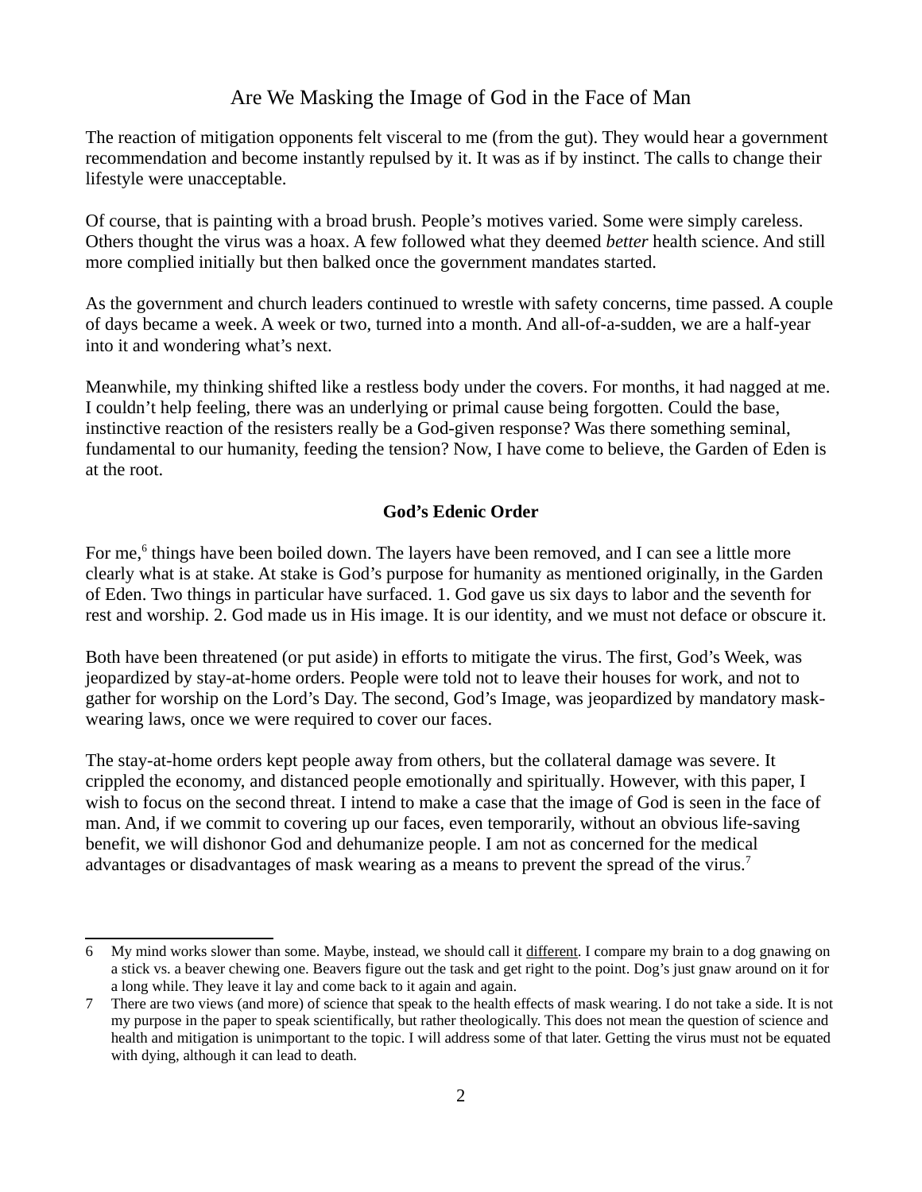# Are We Masking the Image of God in the Face of Man

The reaction of mitigation opponents felt visceral to me (from the gut). They would hear a government recommendation and become instantly repulsed by it. It was as if by instinct. The calls to change their lifestyle were unacceptable.

Of course, that is painting with a broad brush. People's motives varied. Some were simply careless. Others thought the virus was a hoax. A few followed what they deemed *better* health science. And still more complied initially but then balked once the government mandates started.

As the government and church leaders continued to wrestle with safety concerns, time passed. A couple of days became a week. A week or two, turned into a month. And all-of-a-sudden, we are a half-year into it and wondering what's next.

Meanwhile, my thinking shifted like a restless body under the covers. For months, it had nagged at me. I couldn't help feeling, there was an underlying or primal cause being forgotten. Could the base, instinctive reaction of the resisters really be a God-given response? Was there something seminal, fundamental to our humanity, feeding the tension? Now, I have come to believe, the Garden of Eden is at the root.

## God's Edenic Order

For me,[6] things have been boiled down. The layers have been removed, and I can see a little more clearly what is at stake. At stake is God's purpose for humanity as mentioned originally, in the Garden of Eden. Two things in particular have surfaced. 1. God gave us six days to labor and the seventh for rest and worship. 2. God made us in His image. It is our identity, and we must not deface or obscure it.

Both have been threatened (or put aside) in efforts to mitigate the virus. The first, God's Week, was jeopardized by stay-at-home orders. People were told not to leave their houses for work, and not to gather for worship on the Lord's Day. The second, God's Image, was jeopardized by mandatory mask-wearing laws, once we were required to cover our faces.

The stay-at-home orders kept people away from others, but the collateral damage was severe. It crippled the economy, and distanced people emotionally and spiritually. However, with this paper, I wish to focus on the second threat. I intend to make a case that the image of God is seen in the face of man. And, if we commit to covering up our faces, even temporarily, without an obvious life-saving benefit, we will dishonor God and dehumanize people. I am not as concerned for the medical advantages or disadvantages of mask wearing as a means to prevent the spread of the virus.[7]

---

6 My mind works slower than some. Maybe, instead, we should call it <u>different</u>. I compare my brain to a dog gnawing on a stick vs. a beaver chewing one. Beavers figure out the task and get right to the point. Dog's just gnaw around on it for a long while. They leave it lay and come back to it again and again.

7 There are two views (and more) of science that speak to the health effects of mask wearing. I do not take a side. It is not my purpose in the paper to speak scientifically, but rather theologically. This does not mean the question of science and health and mitigation is unimportant to the topic. I will address some of that later. Getting the virus must not be equated with dying, although it can lead to death.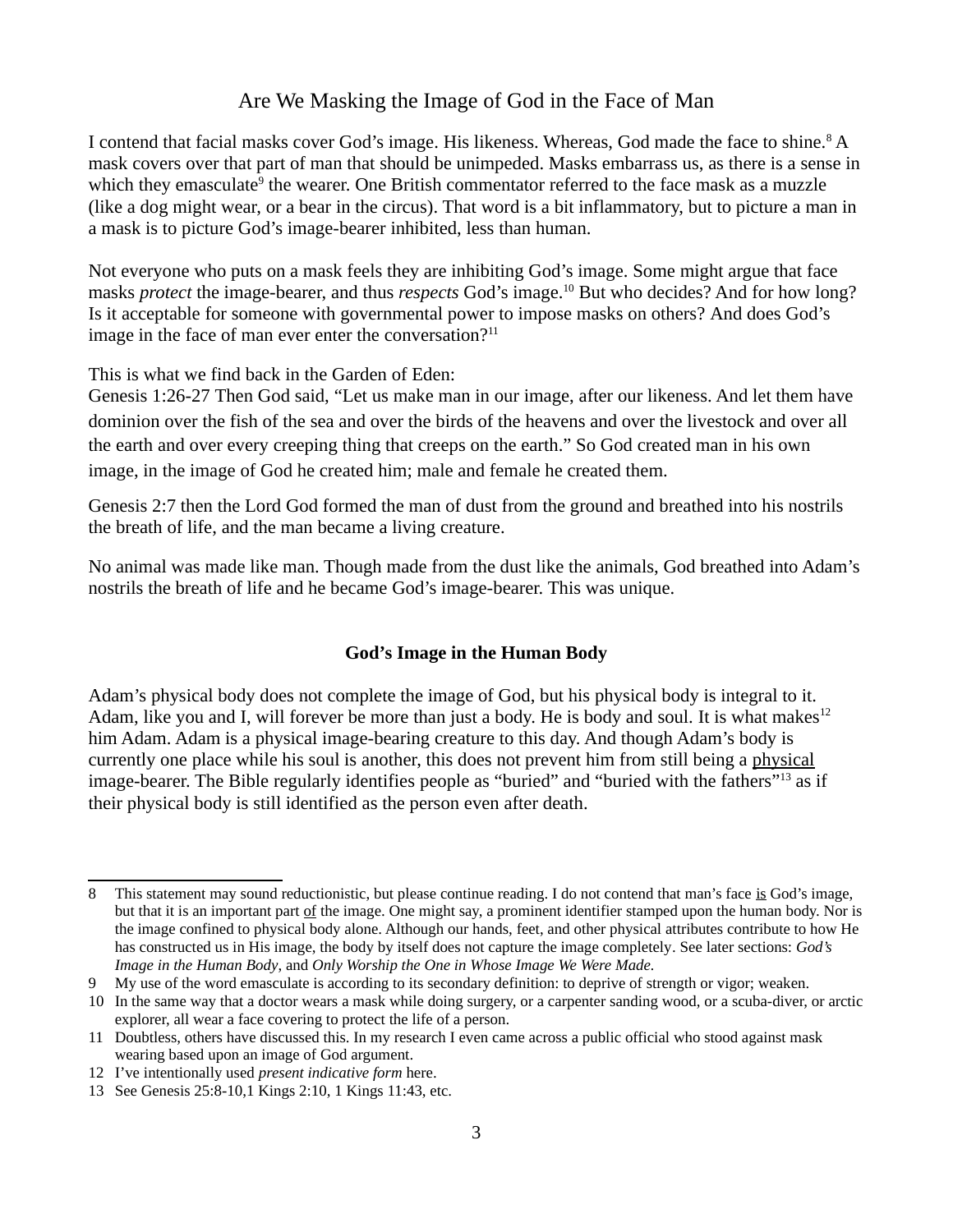# Are We Masking the Image of God in the Face of Man

I contend that facial masks cover God's image. His likeness. Whereas, God made the face to shine.[8] A mask covers over that part of man that should be unimpeded. Masks embarrass us, as there is a sense in which they emasculate[9] the wearer. One British commentator referred to the face mask as a muzzle (like a dog might wear, or a bear in the circus). That word is a bit inflammatory, but to picture a man in a mask is to picture God's image-bearer inhibited, less than human.

Not everyone who puts on a mask feels they are inhibiting God's image. Some might argue that face masks *protect* the image-bearer, and thus *respects* God's image.[10] But who decides? And for how long? Is it acceptable for someone with governmental power to impose masks on others? And does God's image in the face of man ever enter the conversation?[11]

This is what we find back in the Garden of Eden:
Genesis 1:26-27 Then God said, "Let us make man in our image, after our likeness. And let them have dominion over the fish of the sea and over the birds of the heavens and over the livestock and over all the earth and over every creeping thing that creeps on the earth." So God created man in his own image, in the image of God he created him; male and female he created them.

Genesis 2:7 then the Lord God formed the man of dust from the ground and breathed into his nostrils the breath of life, and the man became a living creature.

No animal was made like man. Though made from the dust like the animals, God breathed into Adam's nostrils the breath of life and he became God's image-bearer. This was unique.

## God's Image in the Human Body

Adam's physical body does not complete the image of God, but his physical body is integral to it. Adam, like you and I, will forever be more than just a body. He is body and soul. It is what makes[12] him Adam. Adam is a physical image-bearing creature to this day. And though Adam's body is currently one place while his soul is another, this does not prevent him from still being a <u>physical</u> image-bearer. The Bible regularly identifies people as "buried" and "buried with the fathers"[13] as if their physical body is still identified as the person even after death.

---

8 This statement may sound reductionistic, but please continue reading. I do not contend that man's face <u>is</u> God's image, but that it is an important part <u>of</u> the image. One might say, a prominent identifier stamped upon the human body. Nor is the image confined to physical body alone. Although our hands, feet, and other physical attributes contribute to how He has constructed us in His image, the body by itself does not capture the image completely. See later sections: *God's Image in the Human Body*, and *Only Worship the One in Whose Image We Were Made*.

9 My use of the word emasculate is according to its secondary definition: to deprive of strength or vigor; weaken.

10 In the same way that a doctor wears a mask while doing surgery, or a carpenter sanding wood, or a scuba-diver, or arctic explorer, all wear a face covering to protect the life of a person.

11 Doubtless, others have discussed this. In my research I even came across a public official who stood against mask wearing based upon an image of God argument.

12 I've intentionally used *present indicative form* here.

13 See Genesis 25:8-10,1 Kings 2:10, 1 Kings 11:43, etc.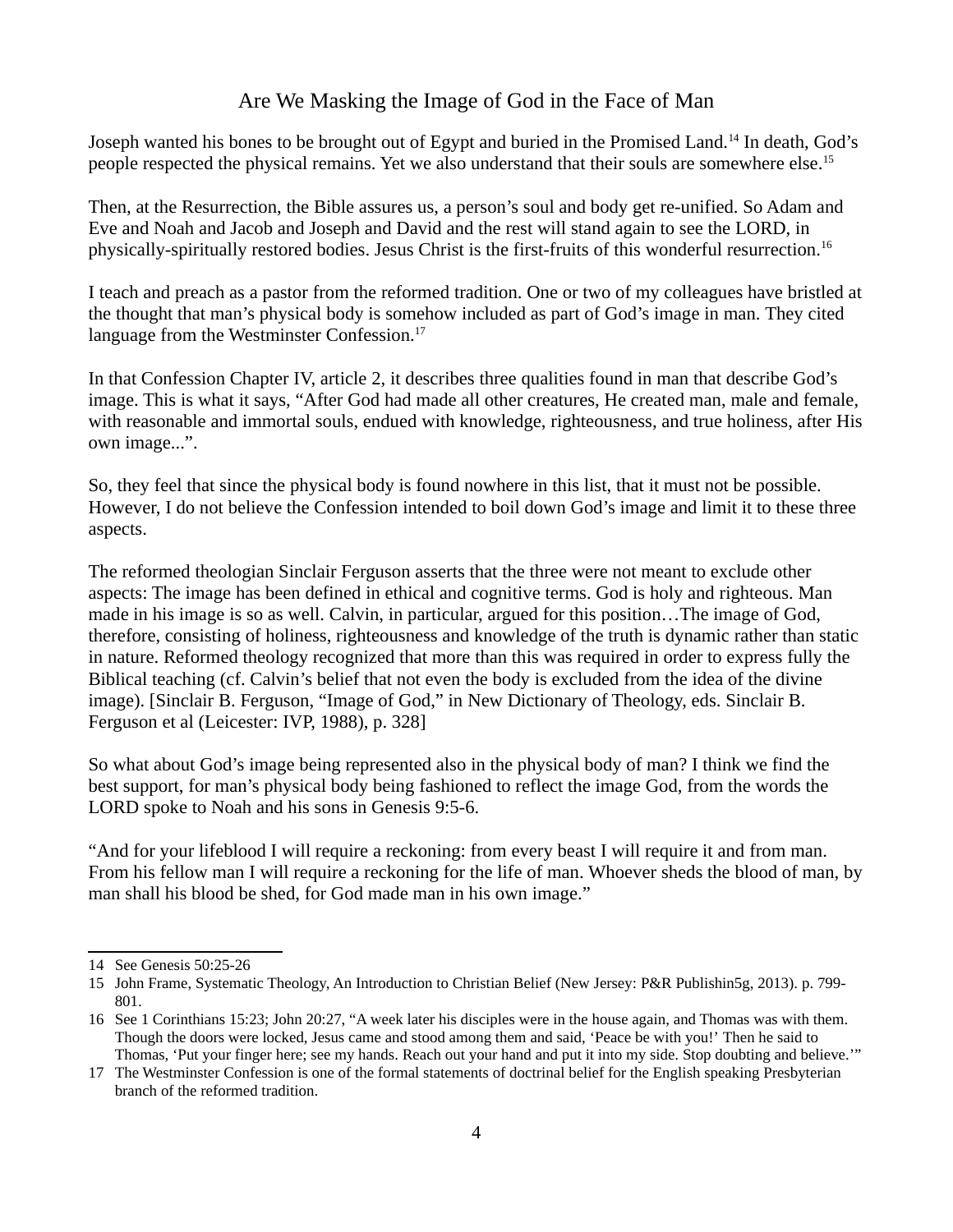## Are We Masking the Image of God in the Face of Man

Joseph wanted his bones to be brought out of Egypt and buried in the Promised Land.[14] In death, God's people respected the physical remains. Yet we also understand that their souls are somewhere else.[15]

Then, at the Resurrection, the Bible assures us, a person's soul and body get re-unified. So Adam and Eve and Noah and Jacob and Joseph and David and the rest will stand again to see the LORD, in physically-spiritually restored bodies. Jesus Christ is the first-fruits of this wonderful resurrection.[16]

I teach and preach as a pastor from the reformed tradition. One or two of my colleagues have bristled at the thought that man's physical body is somehow included as part of God's image in man. They cited language from the Westminster Confession.[17]

In that Confession Chapter IV, article 2, it describes three qualities found in man that describe God's image. This is what it says, "After God had made all other creatures, He created man, male and female, with reasonable and immortal souls, endued with knowledge, righteousness, and true holiness, after His own image...".

So, they feel that since the physical body is found nowhere in this list, that it must not be possible. However, I do not believe the Confession intended to boil down God's image and limit it to these three aspects.

The reformed theologian Sinclair Ferguson asserts that the three were not meant to exclude other aspects: The image has been defined in ethical and cognitive terms. God is holy and righteous. Man made in his image is so as well. Calvin, in particular, argued for this position…The image of God, therefore, consisting of holiness, righteousness and knowledge of the truth is dynamic rather than static in nature. Reformed theology recognized that more than this was required in order to express fully the Biblical teaching (cf. Calvin's belief that not even the body is excluded from the idea of the divine image). [Sinclair B. Ferguson, "Image of God," in New Dictionary of Theology, eds. Sinclair B. Ferguson et al (Leicester: IVP, 1988), p. 328]

So what about God's image being represented also in the physical body of man? I think we find the best support, for man's physical body being fashioned to reflect the image God, from the words the LORD spoke to Noah and his sons in Genesis 9:5-6.

"And for your lifeblood I will require a reckoning: from every beast I will require it and from man. From his fellow man I will require a reckoning for the life of man. Whoever sheds the blood of man, by man shall his blood be shed, for God made man in his own image."

---

14 See Genesis 50:25-26

15 John Frame, Systematic Theology, An Introduction to Christian Belief (New Jersey: P&R Publishin5g, 2013). p. 799-801.

16 See 1 Corinthians 15:23; John 20:27, "A week later his disciples were in the house again, and Thomas was with them. Though the doors were locked, Jesus came and stood among them and said, 'Peace be with you!' Then he said to Thomas, 'Put your finger here; see my hands. Reach out your hand and put it into my side. Stop doubting and believe.'"

17 The Westminster Confession is one of the formal statements of doctrinal belief for the English speaking Presbyterian branch of the reformed tradition.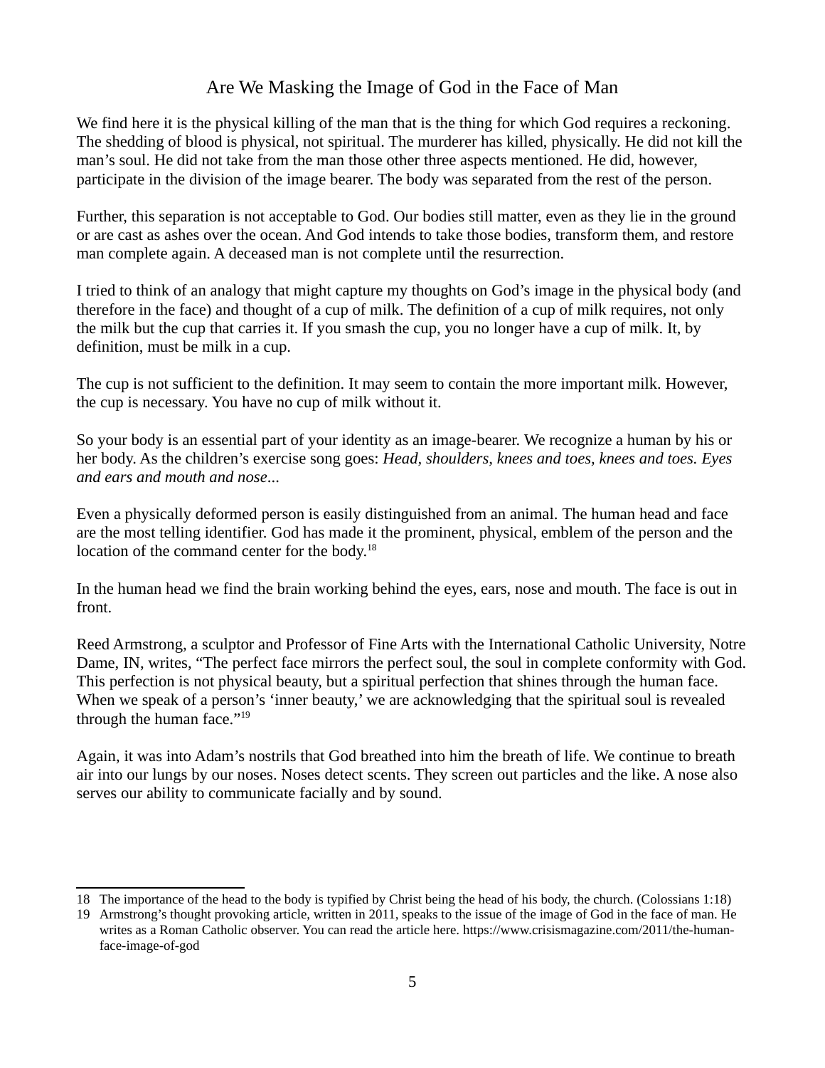## Are We Masking the Image of God in the Face of Man

We find here it is the physical killing of the man that is the thing for which God requires a reckoning. The shedding of blood is physical, not spiritual. The murderer has killed, physically. He did not kill the man's soul. He did not take from the man those other three aspects mentioned. He did, however, participate in the division of the image bearer. The body was separated from the rest of the person.

Further, this separation is not acceptable to God. Our bodies still matter, even as they lie in the ground or are cast as ashes over the ocean. And God intends to take those bodies, transform them, and restore man complete again. A deceased man is not complete until the resurrection.

I tried to think of an analogy that might capture my thoughts on God's image in the physical body (and therefore in the face) and thought of a cup of milk. The definition of a cup of milk requires, not only the milk but the cup that carries it. If you smash the cup, you no longer have a cup of milk. It, by definition, must be milk in a cup.

The cup is not sufficient to the definition. It may seem to contain the more important milk. However, the cup is necessary. You have no cup of milk without it.

So your body is an essential part of your identity as an image-bearer. We recognize a human by his or her body. As the children's exercise song goes: *Head, shoulders, knees and toes, knees and toes. Eyes and ears and mouth and nose...*

Even a physically deformed person is easily distinguished from an animal. The human head and face are the most telling identifier. God has made it the prominent, physical, emblem of the person and the location of the command center for the body.[18]

In the human head we find the brain working behind the eyes, ears, nose and mouth. The face is out in front.

Reed Armstrong, a sculptor and Professor of Fine Arts with the International Catholic University, Notre Dame, IN, writes, "The perfect face mirrors the perfect soul, the soul in complete conformity with God. This perfection is not physical beauty, but a spiritual perfection that shines through the human face. When we speak of a person's 'inner beauty,' we are acknowledging that the spiritual soul is revealed through the human face."[19]

Again, it was into Adam's nostrils that God breathed into him the breath of life. We continue to breath air into our lungs by our noses. Noses detect scents. They screen out particles and the like. A nose also serves our ability to communicate facially and by sound.

---

18 The importance of the head to the body is typified by Christ being the head of his body, the church. (Colossians 1:18)

19 Armstrong's thought provoking article, written in 2011, speaks to the issue of the image of God in the face of man. He writes as a Roman Catholic observer. You can read the article here. https://www.crisismagazine.com/2011/the-human-face-image-of-god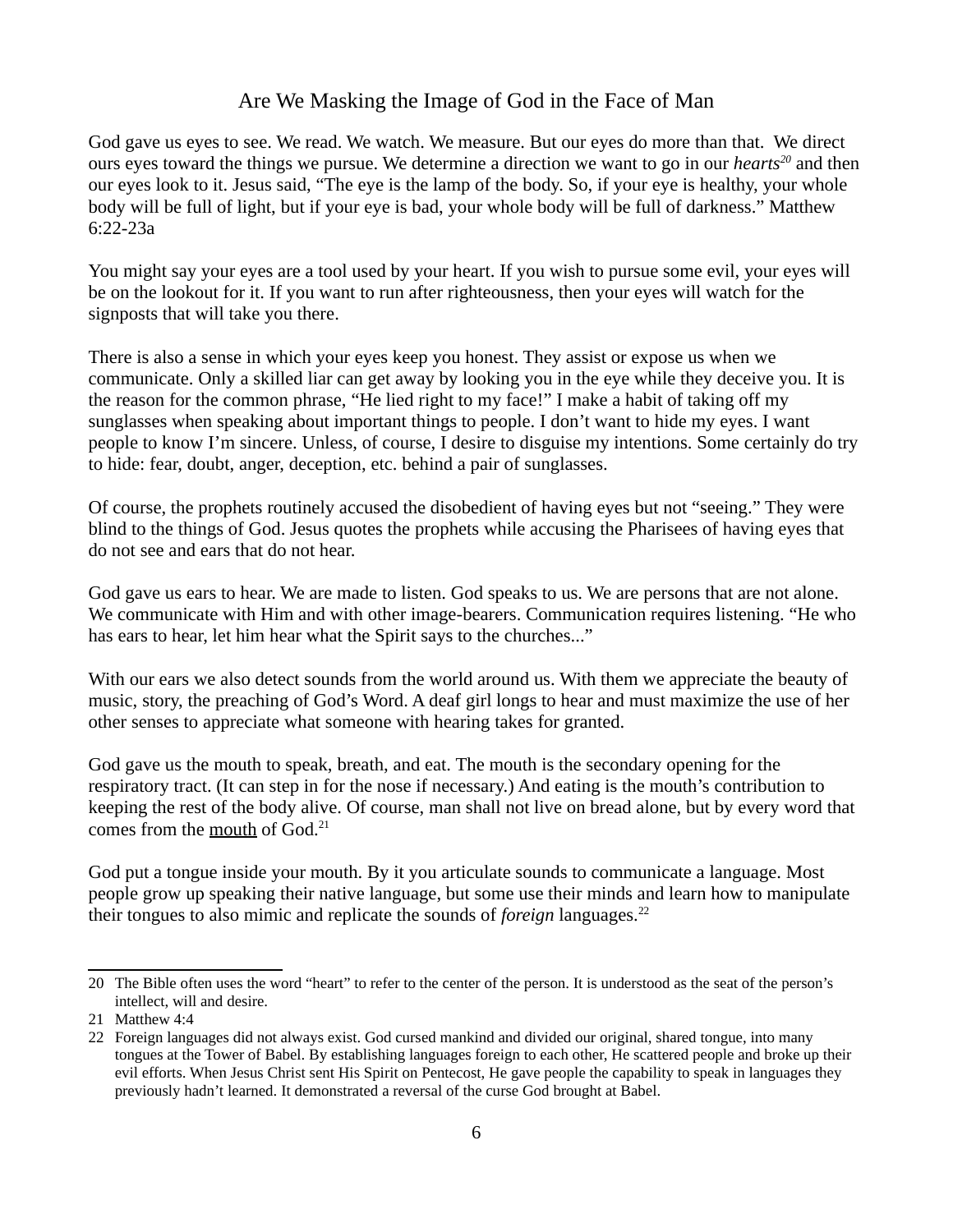## Are We Masking the Image of God in the Face of Man

God gave us eyes to see. We read. We watch. We measure. But our eyes do more than that. We direct ours eyes toward the things we pursue. We determine a direction we want to go in our *hearts*[20] and then our eyes look to it. Jesus said, "The eye is the lamp of the body. So, if your eye is healthy, your whole body will be full of light, but if your eye is bad, your whole body will be full of darkness." Matthew 6:22-23a

You might say your eyes are a tool used by your heart. If you wish to pursue some evil, your eyes will be on the lookout for it. If you want to run after righteousness, then your eyes will watch for the signposts that will take you there.

There is also a sense in which your eyes keep you honest. They assist or expose us when we communicate. Only a skilled liar can get away by looking you in the eye while they deceive you. It is the reason for the common phrase, "He lied right to my face!" I make a habit of taking off my sunglasses when speaking about important things to people. I don't want to hide my eyes. I want people to know I'm sincere. Unless, of course, I desire to disguise my intentions. Some certainly do try to hide: fear, doubt, anger, deception, etc. behind a pair of sunglasses.

Of course, the prophets routinely accused the disobedient of having eyes but not "seeing." They were blind to the things of God. Jesus quotes the prophets while accusing the Pharisees of having eyes that do not see and ears that do not hear.

God gave us ears to hear. We are made to listen. God speaks to us. We are persons that are not alone. We communicate with Him and with other image-bearers. Communication requires listening. "He who has ears to hear, let him hear what the Spirit says to the churches..."

With our ears we also detect sounds from the world around us. With them we appreciate the beauty of music, story, the preaching of God's Word. A deaf girl longs to hear and must maximize the use of her other senses to appreciate what someone with hearing takes for granted.

God gave us the mouth to speak, breath, and eat. The mouth is the secondary opening for the respiratory tract. (It can step in for the nose if necessary.) And eating is the mouth's contribution to keeping the rest of the body alive. Of course, man shall not live on bread alone, but by every word that comes from the <u>mouth</u> of God.[21]

God put a tongue inside your mouth. By it you articulate sounds to communicate a language. Most people grow up speaking their native language, but some use their minds and learn how to manipulate their tongues to also mimic and replicate the sounds of *foreign* languages.[22]

---

20 The Bible often uses the word "heart" to refer to the center of the person. It is understood as the seat of the person's intellect, will and desire.

21 Matthew 4:4

22 Foreign languages did not always exist. God cursed mankind and divided our original, shared tongue, into many tongues at the Tower of Babel. By establishing languages foreign to each other, He scattered people and broke up their evil efforts. When Jesus Christ sent His Spirit on Pentecost, He gave people the capability to speak in languages they previously hadn't learned. It demonstrated a reversal of the curse God brought at Babel.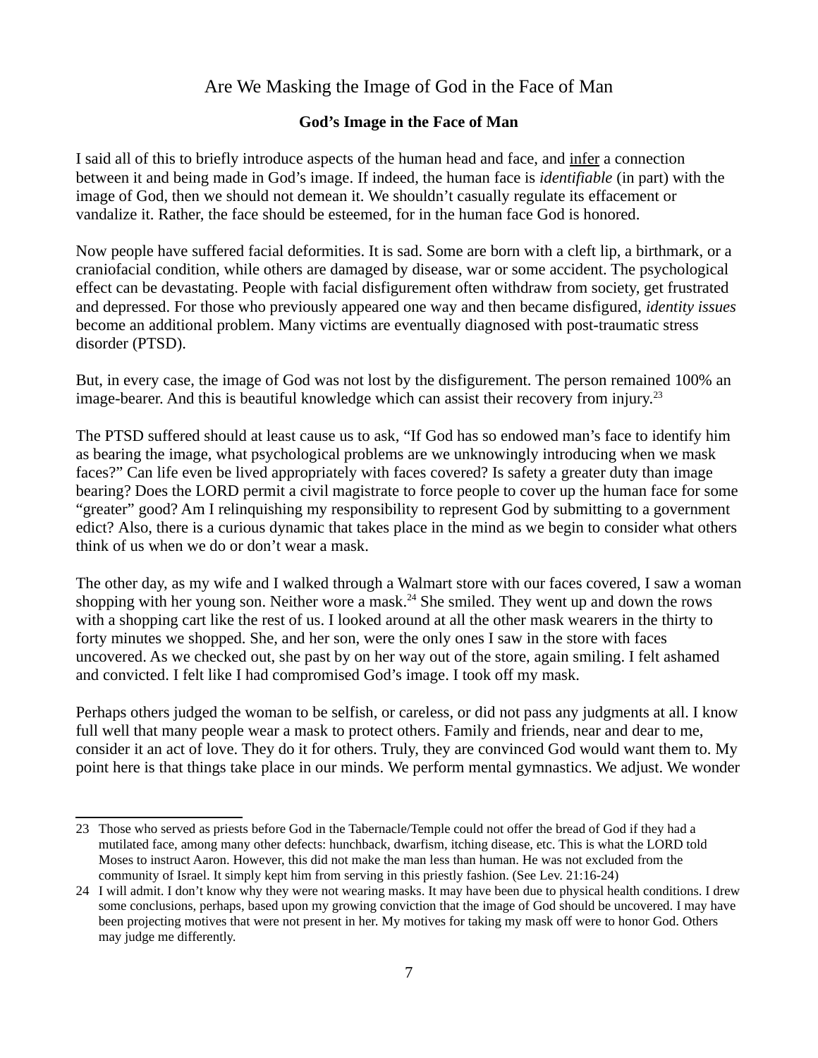# Are We Masking the Image of God in the Face of Man

## God's Image in the Face of Man

I said all of this to briefly introduce aspects of the human head and face, and <u>infer</u> a connection between it and being made in God's image. If indeed, the human face is *identifiable* (in part) with the image of God, then we should not demean it. We shouldn't casually regulate its effacement or vandalize it. Rather, the face should be esteemed, for in the human face God is honored.

Now people have suffered facial deformities. It is sad. Some are born with a cleft lip, a birthmark, or a craniofacial condition, while others are damaged by disease, war or some accident. The psychological effect can be devastating. People with facial disfigurement often withdraw from society, get frustrated and depressed. For those who previously appeared one way and then became disfigured, *identity issues* become an additional problem. Many victims are eventually diagnosed with post-traumatic stress disorder (PTSD).

But, in every case, the image of God was not lost by the disfigurement. The person remained 100% an image-bearer. And this is beautiful knowledge which can assist their recovery from injury.[23]

The PTSD suffered should at least cause us to ask, "If God has so endowed man's face to identify him as bearing the image, what psychological problems are we unknowingly introducing when we mask faces?" Can life even be lived appropriately with faces covered? Is safety a greater duty than image bearing? Does the LORD permit a civil magistrate to force people to cover up the human face for some "greater" good? Am I relinquishing my responsibility to represent God by submitting to a government edict? Also, there is a curious dynamic that takes place in the mind as we begin to consider what others think of us when we do or don't wear a mask.

The other day, as my wife and I walked through a Walmart store with our faces covered, I saw a woman shopping with her young son. Neither wore a mask.[24] She smiled. They went up and down the rows with a shopping cart like the rest of us. I looked around at all the other mask wearers in the thirty to forty minutes we shopped. She, and her son, were the only ones I saw in the store with faces uncovered. As we checked out, she past by on her way out of the store, again smiling. I felt ashamed and convicted. I felt like I had compromised God's image. I took off my mask.

Perhaps others judged the woman to be selfish, or careless, or did not pass any judgments at all. I know full well that many people wear a mask to protect others. Family and friends, near and dear to me, consider it an act of love. They do it for others. Truly, they are convinced God would want them to. My point here is that things take place in our minds. We perform mental gymnastics. We adjust. We wonder

---

23 Those who served as priests before God in the Tabernacle/Temple could not offer the bread of God if they had a mutilated face, among many other defects: hunchback, dwarfism, itching disease, etc. This is what the LORD told Moses to instruct Aaron. However, this did not make the man less than human. He was not excluded from the community of Israel. It simply kept him from serving in this priestly fashion. (See Lev. 21:16-24)

24 I will admit. I don't know why they were not wearing masks. It may have been due to physical health conditions. I drew some conclusions, perhaps, based upon my growing conviction that the image of God should be uncovered. I may have been projecting motives that were not present in her. My motives for taking my mask off were to honor God. Others may judge me differently.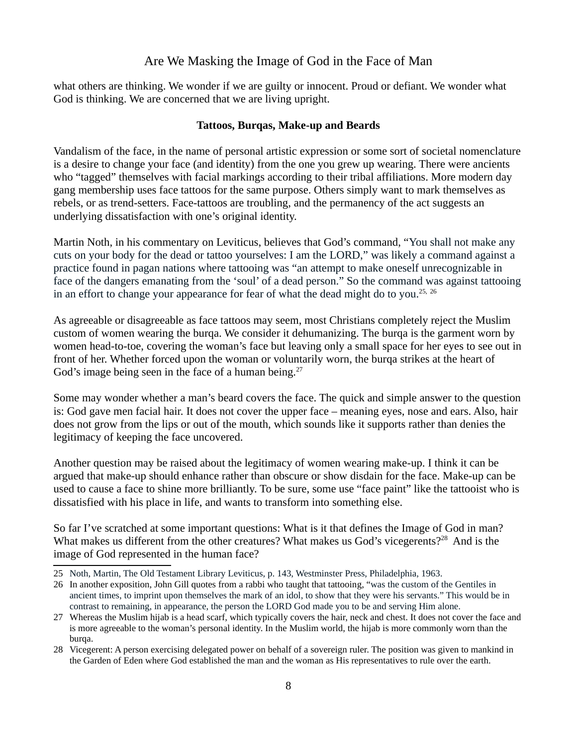what others are thinking. We wonder if we are guilty or innocent. Proud or defiant. We wonder what God is thinking. We are concerned that we are living upright.

**Tattoos, Burqas, Make-up and Beards**

Vandalism of the face, in the name of personal artistic expression or some sort of societal nomenclature is a desire to change your face (and identity) from the one you grew up wearing. There were ancients who "tagged" themselves with facial markings according to their tribal affiliations. More modern day gang membership uses face tattoos for the same purpose. Others simply want to mark themselves as rebels, or as trend-setters. Face-tattoos are troubling, and the permanency of the act suggests an underlying dissatisfaction with one's original identity.

Martin Noth, in his commentary on Leviticus, believes that God's command, "You shall not make any cuts on your body for the dead or tattoo yourselves: I am the LORD," was likely a command against a practice found in pagan nations where tattooing was "an attempt to make oneself unrecognizable in face of the dangers emanating from the 'soul' of a dead person." So the command was against tattooing in an effort to change your appearance for fear of what the dead might do to you.[25, 26]

As agreeable or disagreeable as face tattoos may seem, most Christians completely reject the Muslim custom of women wearing the burqa. We consider it dehumanizing. The burqa is the garment worn by women head-to-toe, covering the woman's face but leaving only a small space for her eyes to see out in front of her. Whether forced upon the woman or voluntarily worn, the burqa strikes at the heart of God's image being seen in the face of a human being.[27]

Some may wonder whether a man's beard covers the face. The quick and simple answer to the question is: God gave men facial hair. It does not cover the upper face – meaning eyes, nose and ears. Also, hair does not grow from the lips or out of the mouth, which sounds like it supports rather than denies the legitimacy of keeping the face uncovered.

Another question may be raised about the legitimacy of women wearing make-up. I think it can be argued that make-up should enhance rather than obscure or show disdain for the face. Make-up can be used to cause a face to shine more brilliantly. To be sure, some use "face paint" like the tattooist who is dissatisfied with his place in life, and wants to transform into something else.

So far I've scratched at some important questions: What is it that defines the Image of God in man? What makes us different from the other creatures? What makes us God's vicegerents?[28] And is the image of God represented in the human face?

---

25 Noth, Martin, The Old Testament Library Leviticus, p. 143, Westminster Press, Philadelphia, 1963.

26 In another exposition, John Gill quotes from a rabbi who taught that tattooing, "was the custom of the Gentiles in ancient times, to imprint upon themselves the mark of an idol, to show that they were his servants." This would be in contrast to remaining, in appearance, the person the LORD God made you to be and serving Him alone.

27 Whereas the Muslim hijab is a head scarf, which typically covers the hair, neck and chest. It does not cover the face and is more agreeable to the woman's personal identity. In the Muslim world, the hijab is more commonly worn than the burqa.

28 Vicegerent: A person exercising delegated power on behalf of a sovereign ruler. The position was given to mankind in the Garden of Eden where God established the man and the woman as His representatives to rule over the earth.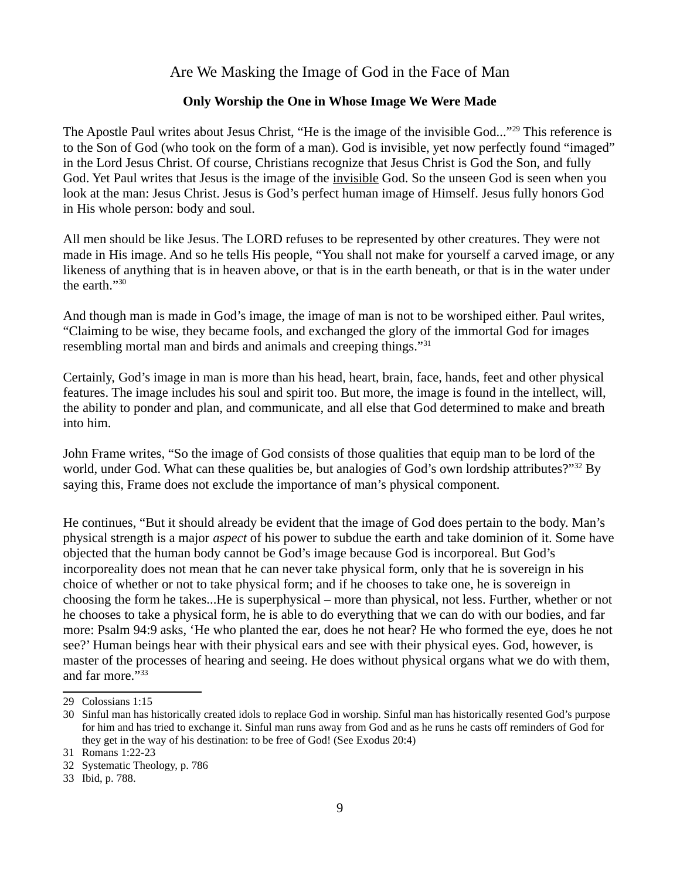## Are We Masking the Image of God in the Face of Man

### Only Worship the One in Whose Image We Were Made

The Apostle Paul writes about Jesus Christ, “He is the image of the invisible God...”[29] This reference is to the Son of God (who took on the form of a man). God is invisible, yet now perfectly found “imaged” in the Lord Jesus Christ. Of course, Christians recognize that Jesus Christ is God the Son, and fully God. Yet Paul writes that Jesus is the image of the invisible God. So the unseen God is seen when you look at the man: Jesus Christ. Jesus is God’s perfect human image of Himself. Jesus fully honors God in His whole person: body and soul.

All men should be like Jesus. The LORD refuses to be represented by other creatures. They were not made in His image. And so he tells His people, “You shall not make for yourself a carved image, or any likeness of anything that is in heaven above, or that is in the earth beneath, or that is in the water under the earth.”[30]

And though man is made in God’s image, the image of man is not to be worshiped either. Paul writes, “Claiming to be wise, they became fools, and exchanged the glory of the immortal God for images resembling mortal man and birds and animals and creeping things.”[31]

Certainly, God’s image in man is more than his head, heart, brain, face, hands, feet and other physical features. The image includes his soul and spirit too. But more, the image is found in the intellect, will, the ability to ponder and plan, and communicate, and all else that God determined to make and breath into him.

John Frame writes, “So the image of God consists of those qualities that equip man to be lord of the world, under God. What can these qualities be, but analogies of God’s own lordship attributes?”[32] By saying this, Frame does not exclude the importance of man’s physical component.

He continues, “But it should already be evident that the image of God does pertain to the body. Man’s physical strength is a major *aspect* of his power to subdue the earth and take dominion of it. Some have objected that the human body cannot be God’s image because God is incorporeal. But God’s incorporeality does not mean that he can never take physical form, only that he is sovereign in his choice of whether or not to take physical form; and if he chooses to take one, he is sovereign in choosing the form he takes...He is superphysical – more than physical, not less. Further, whether or not he chooses to take a physical form, he is able to do everything that we can do with our bodies, and far more: Psalm 94:9 asks, ‘He who planted the ear, does he not hear? He who formed the eye, does he not see?’ Human beings hear with their physical ears and see with their physical eyes. God, however, is master of the processes of hearing and seeing. He does without physical organs what we do with them, and far more.”[33]

---

29 Colossians 1:15

30 Sinful man has historically created idols to replace God in worship. Sinful man has historically resented God’s purpose for him and has tried to exchange it. Sinful man runs away from God and as he runs he casts off reminders of God for they get in the way of his destination: to be free of God! (See Exodus 20:4)

31 Romans 1:22-23

32 Systematic Theology, p. 786

33 Ibid, p. 788.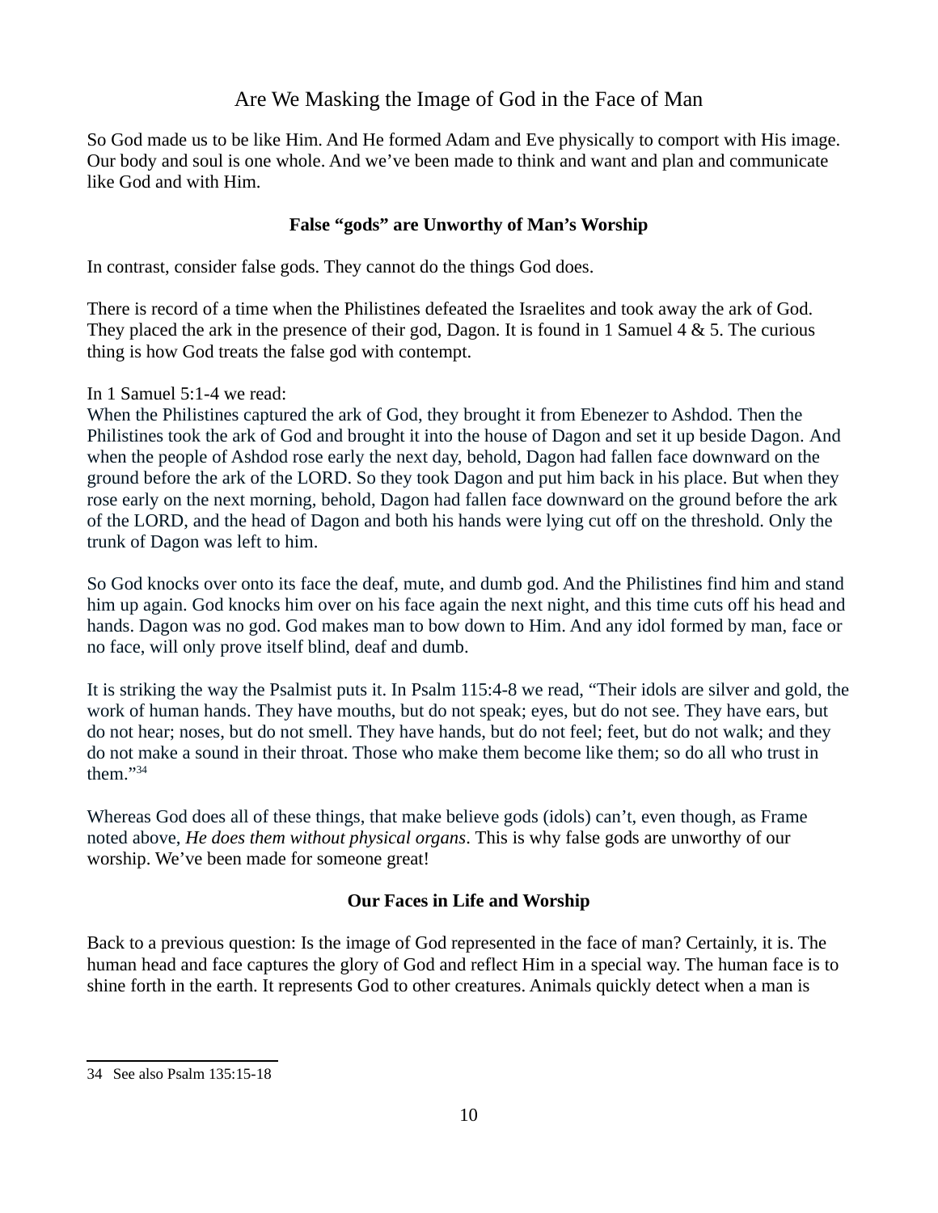## Are We Masking the Image of God in the Face of Man

So God made us to be like Him. And He formed Adam and Eve physically to comport with His image. Our body and soul is one whole. And we've been made to think and want and plan and communicate like God and with Him.

### False "gods" are Unworthy of Man's Worship

In contrast, consider false gods. They cannot do the things God does.

There is record of a time when the Philistines defeated the Israelites and took away the ark of God. They placed the ark in the presence of their god, Dagon. It is found in 1 Samuel 4 & 5. The curious thing is how God treats the false god with contempt.

In 1 Samuel 5:1-4 we read:
When the Philistines captured the ark of God, they brought it from Ebenezer to Ashdod. Then the Philistines took the ark of God and brought it into the house of Dagon and set it up beside Dagon. And when the people of Ashdod rose early the next day, behold, Dagon had fallen face downward on the ground before the ark of the LORD. So they took Dagon and put him back in his place. But when they rose early on the next morning, behold, Dagon had fallen face downward on the ground before the ark of the LORD, and the head of Dagon and both his hands were lying cut off on the threshold. Only the trunk of Dagon was left to him.

So God knocks over onto its face the deaf, mute, and dumb god. And the Philistines find him and stand him up again. God knocks him over on his face again the next night, and this time cuts off his head and hands. Dagon was no god. God makes man to bow down to Him. And any idol formed by man, face or no face, will only prove itself blind, deaf and dumb.

It is striking the way the Psalmist puts it. In Psalm 115:4-8 we read, "Their idols are silver and gold, the work of human hands. They have mouths, but do not speak; eyes, but do not see. They have ears, but do not hear; noses, but do not smell. They have hands, but do not feel; feet, but do not walk; and they do not make a sound in their throat. Those who make them become like them; so do all who trust in them."[34]

Whereas God does all of these things, that make believe gods (idols) can't, even though, as Frame noted above, *He does them without physical organs*. This is why false gods are unworthy of our worship. We've been made for someone great!

### Our Faces in Life and Worship

Back to a previous question: Is the image of God represented in the face of man? Certainly, it is. The human head and face captures the glory of God and reflect Him in a special way. The human face is to shine forth in the earth. It represents God to other creatures. Animals quickly detect when a man is

---

34 See also Psalm 135:15-18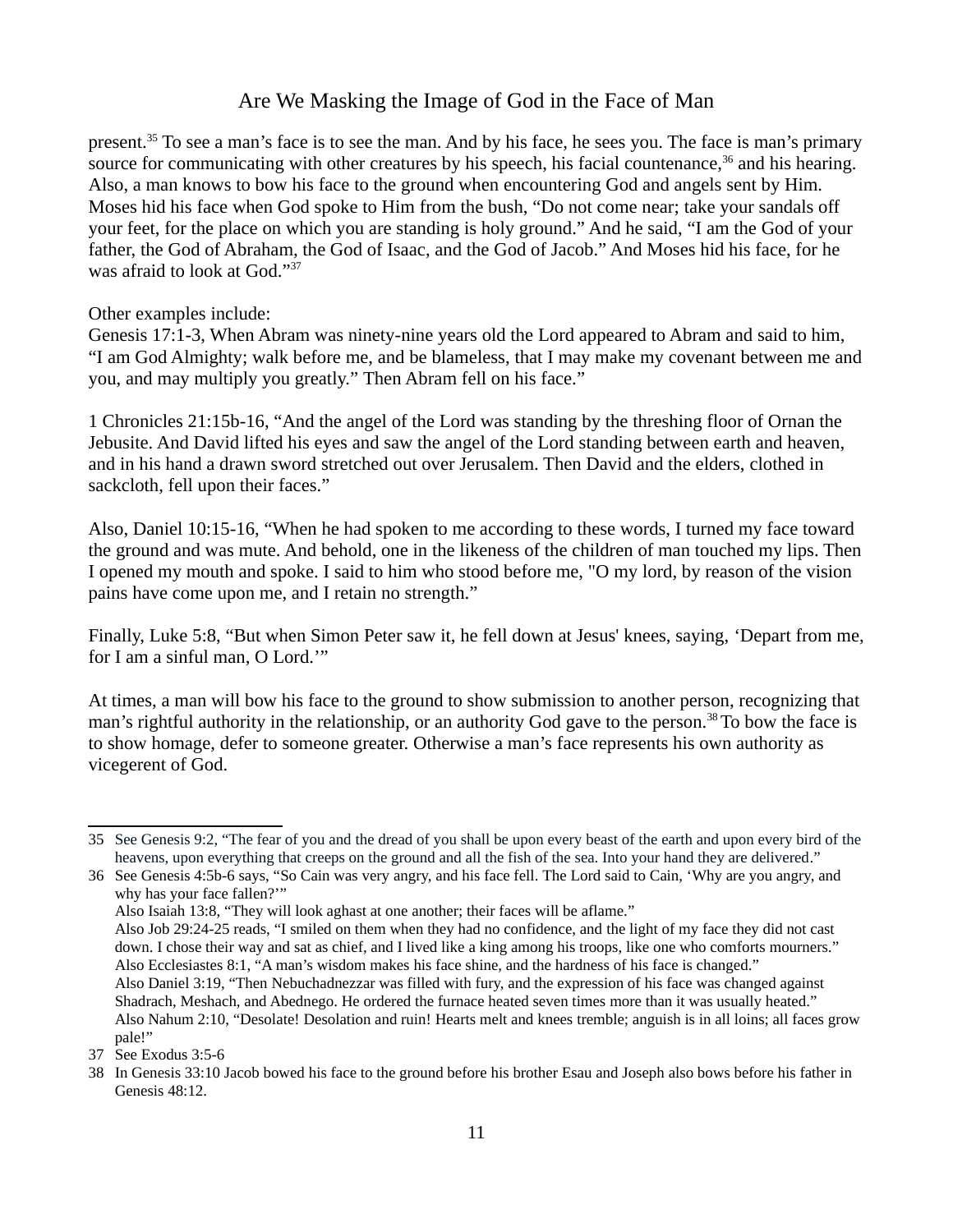present.[35] To see a man's face is to see the man. And by his face, he sees you. The face is man's primary source for communicating with other creatures by his speech, his facial countenance,[36] and his hearing. Also, a man knows to bow his face to the ground when encountering God and angels sent by Him. Moses hid his face when God spoke to Him from the bush, "Do not come near; take your sandals off your feet, for the place on which you are standing is holy ground." And he said, "I am the God of your father, the God of Abraham, the God of Isaac, and the God of Jacob." And Moses hid his face, for he was afraid to look at God."[37]

Other examples include:
Genesis 17:1-3, When Abram was ninety-nine years old the Lord appeared to Abram and said to him, "I am God Almighty; walk before me, and be blameless, that I may make my covenant between me and you, and may multiply you greatly." Then Abram fell on his face."

1 Chronicles 21:15b-16, "And the angel of the Lord was standing by the threshing floor of Ornan the Jebusite. And David lifted his eyes and saw the angel of the Lord standing between earth and heaven, and in his hand a drawn sword stretched out over Jerusalem. Then David and the elders, clothed in sackcloth, fell upon their faces."

Also, Daniel 10:15-16, "When he had spoken to me according to these words, I turned my face toward the ground and was mute. And behold, one in the likeness of the children of man touched my lips. Then I opened my mouth and spoke. I said to him who stood before me, "O my lord, by reason of the vision pains have come upon me, and I retain no strength."

Finally, Luke 5:8, "But when Simon Peter saw it, he fell down at Jesus' knees, saying, 'Depart from me, for I am a sinful man, O Lord.'"

At times, a man will bow his face to the ground to show submission to another person, recognizing that man's rightful authority in the relationship, or an authority God gave to the person.[38] To bow the face is to show homage, defer to someone greater. Otherwise a man's face represents his own authority as vicegerent of God.

---

35 See Genesis 9:2, "The fear of you and the dread of you shall be upon every beast of the earth and upon every bird of the heavens, upon everything that creeps on the ground and all the fish of the sea. Into your hand they are delivered."

36 See Genesis 4:5b-6 says, "So Cain was very angry, and his face fell. The Lord said to Cain, 'Why are you angry, and why has your face fallen?'"
Also Isaiah 13:8, "They will look aghast at one another; their faces will be aflame."
Also Job 29:24-25 reads, "I smiled on them when they had no confidence, and the light of my face they did not cast down. I chose their way and sat as chief, and I lived like a king among his troops, like one who comforts mourners."
Also Ecclesiastes 8:1, "A man's wisdom makes his face shine, and the hardness of his face is changed."
Also Daniel 3:19, "Then Nebuchadnezzar was filled with fury, and the expression of his face was changed against Shadrach, Meshach, and Abednego. He ordered the furnace heated seven times more than it was usually heated."
Also Nahum 2:10, "Desolate! Desolation and ruin! Hearts melt and knees tremble; anguish is in all loins; all faces grow pale!"

37 See Exodus 3:5-6

38 In Genesis 33:10 Jacob bowed his face to the ground before his brother Esau and Joseph also bows before his father in Genesis 48:12.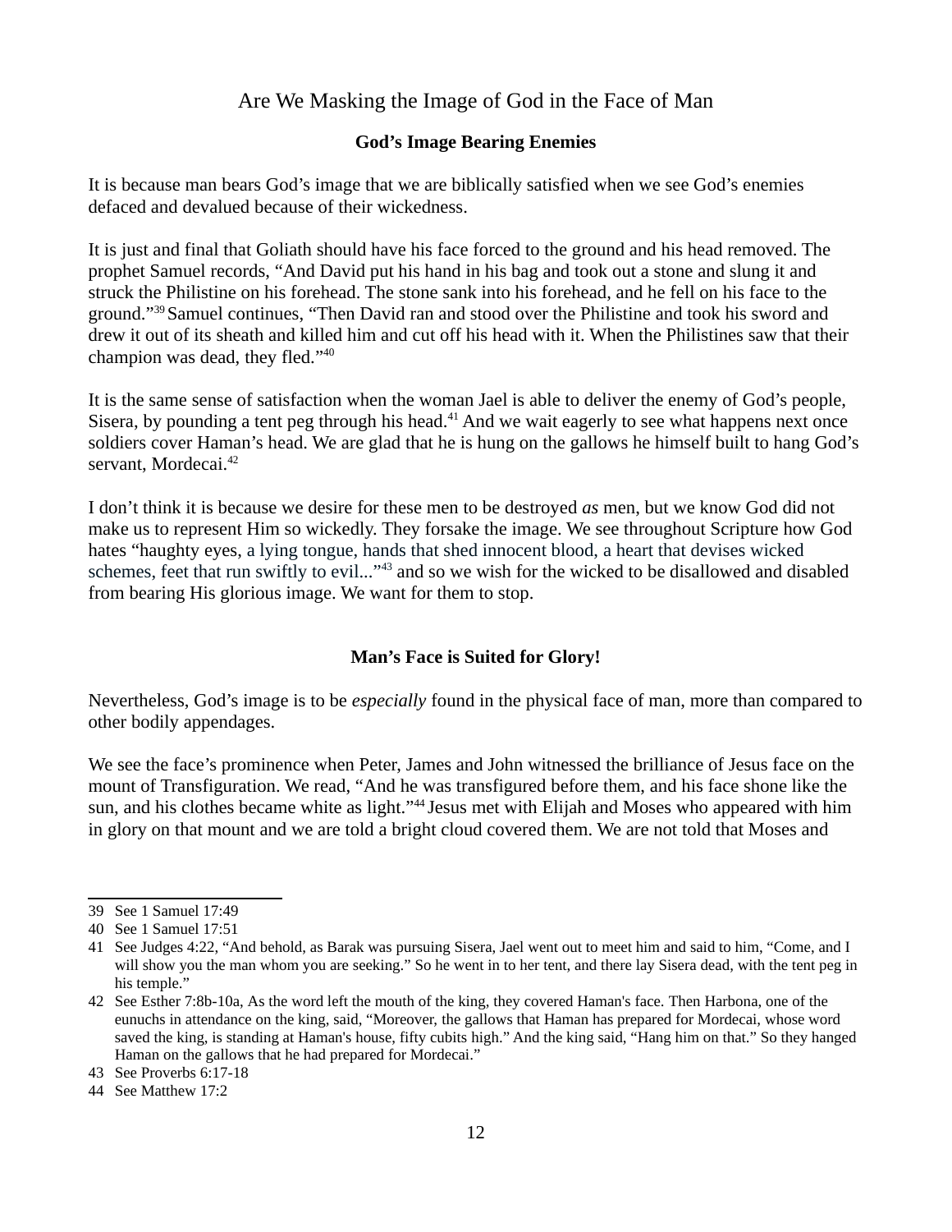# Are We Masking the Image of God in the Face of Man

## God's Image Bearing Enemies

It is because man bears God's image that we are biblically satisfied when we see God's enemies defaced and devalued because of their wickedness.

It is just and final that Goliath should have his face forced to the ground and his head removed. The prophet Samuel records, "And David put his hand in his bag and took out a stone and slung it and struck the Philistine on his forehead. The stone sank into his forehead, and he fell on his face to the ground."[39] Samuel continues, "Then David ran and stood over the Philistine and took his sword and drew it out of its sheath and killed him and cut off his head with it. When the Philistines saw that their champion was dead, they fled."[40]

It is the same sense of satisfaction when the woman Jael is able to deliver the enemy of God's people, Sisera, by pounding a tent peg through his head.[41] And we wait eagerly to see what happens next once soldiers cover Haman's head. We are glad that he is hung on the gallows he himself built to hang God's servant, Mordecai.[42]

I don't think it is because we desire for these men to be destroyed *as* men, but we know God did not make us to represent Him so wickedly. They forsake the image. We see throughout Scripture how God hates "haughty eyes, a lying tongue, hands that shed innocent blood, a heart that devises wicked schemes, feet that run swiftly to evil..."[43] and so we wish for the wicked to be disallowed and disabled from bearing His glorious image. We want for them to stop.

## Man's Face is Suited for Glory!

Nevertheless, God's image is to be *especially* found in the physical face of man, more than compared to other bodily appendages.

We see the face's prominence when Peter, James and John witnessed the brilliance of Jesus face on the mount of Transfiguration. We read, "And he was transfigured before them, and his face shone like the sun, and his clothes became white as light."[44] Jesus met with Elijah and Moses who appeared with him in glory on that mount and we are told a bright cloud covered them. We are not told that Moses and

---

39 See 1 Samuel 17:49

40 See 1 Samuel 17:51

41 See Judges 4:22, "And behold, as Barak was pursuing Sisera, Jael went out to meet him and said to him, "Come, and I will show you the man whom you are seeking." So he went in to her tent, and there lay Sisera dead, with the tent peg in his temple."

42 See Esther 7:8b-10a, As the word left the mouth of the king, they covered Haman's face. Then Harbona, one of the eunuchs in attendance on the king, said, "Moreover, the gallows that Haman has prepared for Mordecai, whose word saved the king, is standing at Haman's house, fifty cubits high." And the king said, "Hang him on that." So they hanged Haman on the gallows that he had prepared for Mordecai."

43 See Proverbs 6:17-18

44 See Matthew 17:2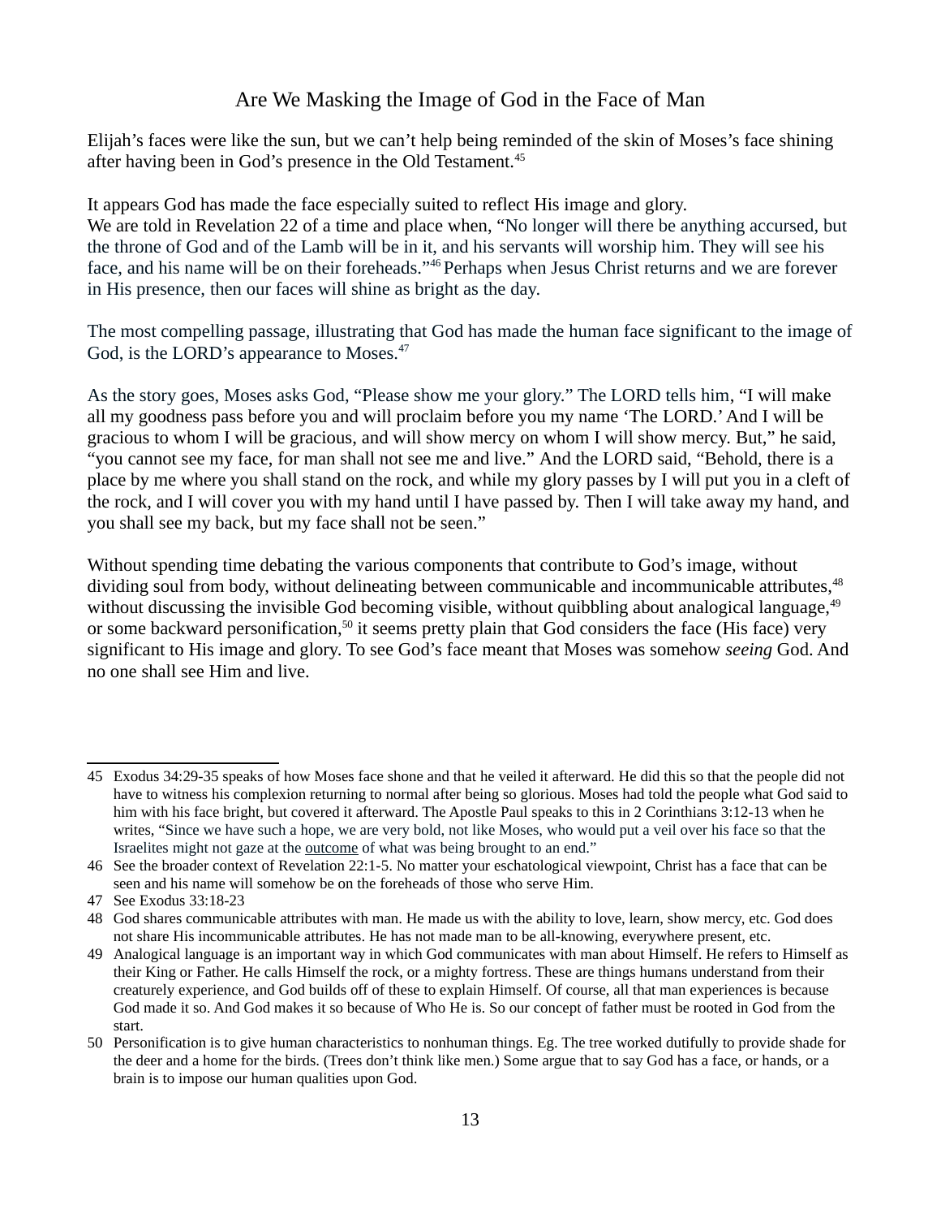## Are We Masking the Image of God in the Face of Man

Elijah's faces were like the sun, but we can't help being reminded of the skin of Moses's face shining after having been in God's presence in the Old Testament.[45]

It appears God has made the face especially suited to reflect His image and glory.
We are told in Revelation 22 of a time and place when, "No longer will there be anything accursed, but the throne of God and of the Lamb will be in it, and his servants will worship him. They will see his face, and his name will be on their foreheads."[46] Perhaps when Jesus Christ returns and we are forever in His presence, then our faces will shine as bright as the day.

The most compelling passage, illustrating that God has made the human face significant to the image of God, is the LORD's appearance to Moses.[47]

As the story goes, Moses asks God, "Please show me your glory." The LORD tells him, "I will make all my goodness pass before you and will proclaim before you my name 'The LORD.' And I will be gracious to whom I will be gracious, and will show mercy on whom I will show mercy. But," he said, "you cannot see my face, for man shall not see me and live." And the LORD said, "Behold, there is a place by me where you shall stand on the rock, and while my glory passes by I will put you in a cleft of the rock, and I will cover you with my hand until I have passed by. Then I will take away my hand, and you shall see my back, but my face shall not be seen."

Without spending time debating the various components that contribute to God's image, without dividing soul from body, without delineating between communicable and incommunicable attributes,[48] without discussing the invisible God becoming visible, without quibbling about analogical language,[49] or some backward personification,[50] it seems pretty plain that God considers the face (His face) very significant to His image and glory. To see God's face meant that Moses was somehow *seeing* God. And no one shall see Him and live.

---

45 Exodus 34:29-35 speaks of how Moses face shone and that he veiled it afterward. He did this so that the people did not have to witness his complexion returning to normal after being so glorious. Moses had told the people what God said to him with his face bright, but covered it afterward. The Apostle Paul speaks to this in 2 Corinthians 3:12-13 when he writes, "Since we have such a hope, we are very bold, not like Moses, who would put a veil over his face so that the Israelites might not gaze at the outcome of what was being brought to an end."

46 See the broader context of Revelation 22:1-5. No matter your eschatological viewpoint, Christ has a face that can be seen and his name will somehow be on the foreheads of those who serve Him.

47 See Exodus 33:18-23

48 God shares communicable attributes with man. He made us with the ability to love, learn, show mercy, etc. God does not share His incommunicable attributes. He has not made man to be all-knowing, everywhere present, etc.

49 Analogical language is an important way in which God communicates with man about Himself. He refers to Himself as their King or Father. He calls Himself the rock, or a mighty fortress. These are things humans understand from their creaturely experience, and God builds off of these to explain Himself. Of course, all that man experiences is because God made it so. And God makes it so because of Who He is. So our concept of father must be rooted in God from the start.

50 Personification is to give human characteristics to nonhuman things. Eg. The tree worked dutifully to provide shade for the deer and a home for the birds. (Trees don't think like men.) Some argue that to say God has a face, or hands, or a brain is to impose our human qualities upon God.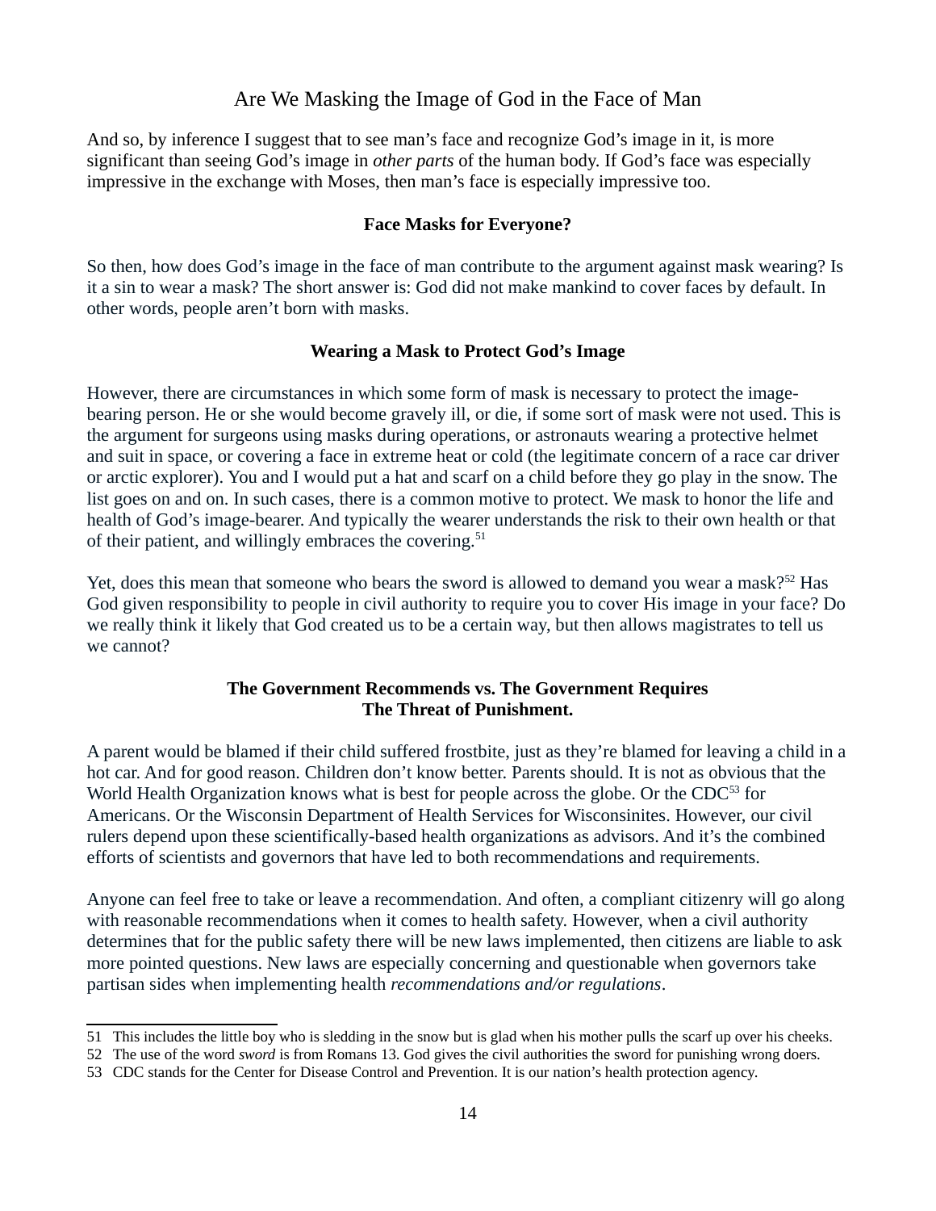And so, by inference I suggest that to see man's face and recognize God's image in it, is more significant than seeing God's image in *other parts* of the human body. If God's face was especially impressive in the exchange with Moses, then man's face is especially impressive too.

### Face Masks for Everyone?

So then, how does God's image in the face of man contribute to the argument against mask wearing? Is it a sin to wear a mask? The short answer is: God did not make mankind to cover faces by default. In other words, people aren't born with masks.

### Wearing a Mask to Protect God's Image

However, there are circumstances in which some form of mask is necessary to protect the image-bearing person. He or she would become gravely ill, or die, if some sort of mask were not used. This is the argument for surgeons using masks during operations, or astronauts wearing a protective helmet and suit in space, or covering a face in extreme heat or cold (the legitimate concern of a race car driver or arctic explorer). You and I would put a hat and scarf on a child before they go play in the snow. The list goes on and on. In such cases, there is a common motive to protect. We mask to honor the life and health of God's image-bearer. And typically the wearer understands the risk to their own health or that of their patient, and willingly embraces the covering.[51]

Yet, does this mean that someone who bears the sword is allowed to demand you wear a mask?[52] Has God given responsibility to people in civil authority to require you to cover His image in your face? Do we really think it likely that God created us to be a certain way, but then allows magistrates to tell us we cannot?

### The Government Recommends vs. The Government Requires The Threat of Punishment.

A parent would be blamed if their child suffered frostbite, just as they're blamed for leaving a child in a hot car. And for good reason. Children don't know better. Parents should. It is not as obvious that the World Health Organization knows what is best for people across the globe. Or the CDC[53] for Americans. Or the Wisconsin Department of Health Services for Wisconsinites. However, our civil rulers depend upon these scientifically-based health organizations as advisors. And it's the combined efforts of scientists and governors that have led to both recommendations and requirements.

Anyone can feel free to take or leave a recommendation. And often, a compliant citizenry will go along with reasonable recommendations when it comes to health safety. However, when a civil authority determines that for the public safety there will be new laws implemented, then citizens are liable to ask more pointed questions. New laws are especially concerning and questionable when governors take partisan sides when implementing health *recommendations and/or regulations*.

---

51 This includes the little boy who is sledding in the snow but is glad when his mother pulls the scarf up over his cheeks.

52 The use of the word *sword* is from Romans 13. God gives the civil authorities the sword for punishing wrong doers.

53 CDC stands for the Center for Disease Control and Prevention. It is our nation's health protection agency.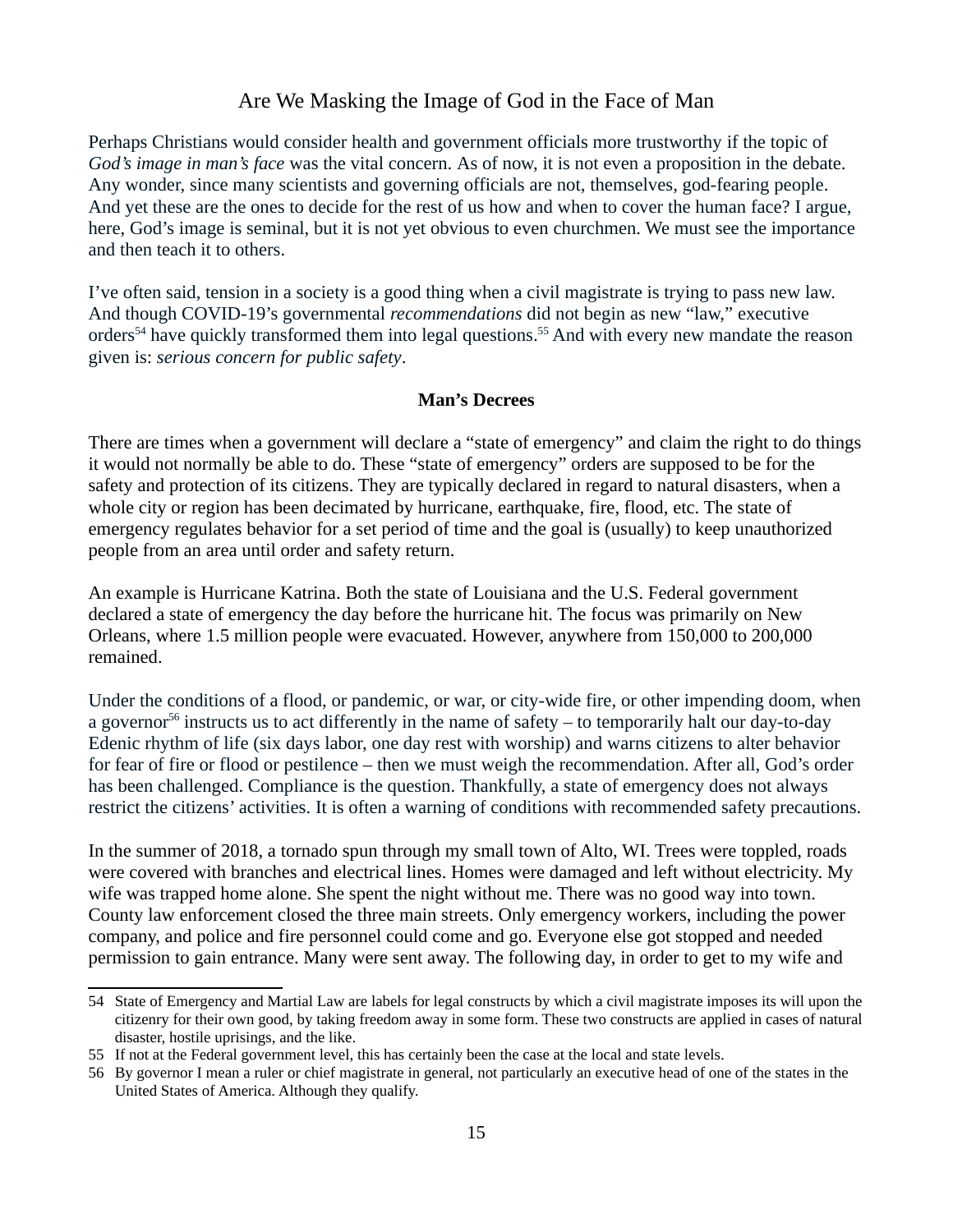## Are We Masking the Image of God in the Face of Man

Perhaps Christians would consider health and government officials more trustworthy if the topic of *God's image in man's face* was the vital concern. As of now, it is not even a proposition in the debate. Any wonder, since many scientists and governing officials are not, themselves, god-fearing people. And yet these are the ones to decide for the rest of us how and when to cover the human face? I argue, here, God's image is seminal, but it is not yet obvious to even churchmen. We must see the importance and then teach it to others.

I've often said, tension in a society is a good thing when a civil magistrate is trying to pass new law. And though COVID-19's governmental *recommendations* did not begin as new "law," executive orders[54] have quickly transformed them into legal questions.[55] And with every new mandate the reason given is: *serious concern for public safety*.

### Man's Decrees

There are times when a government will declare a "state of emergency" and claim the right to do things it would not normally be able to do. These "state of emergency" orders are supposed to be for the safety and protection of its citizens. They are typically declared in regard to natural disasters, when a whole city or region has been decimated by hurricane, earthquake, fire, flood, etc. The state of emergency regulates behavior for a set period of time and the goal is (usually) to keep unauthorized people from an area until order and safety return.

An example is Hurricane Katrina. Both the state of Louisiana and the U.S. Federal government declared a state of emergency the day before the hurricane hit. The focus was primarily on New Orleans, where 1.5 million people were evacuated. However, anywhere from 150,000 to 200,000 remained.

Under the conditions of a flood, or pandemic, or war, or city-wide fire, or other impending doom, when a governor[56] instructs us to act differently in the name of safety – to temporarily halt our day-to-day Edenic rhythm of life (six days labor, one day rest with worship) and warns citizens to alter behavior for fear of fire or flood or pestilence – then we must weigh the recommendation. After all, God's order has been challenged. Compliance is the question. Thankfully, a state of emergency does not always restrict the citizens' activities. It is often a warning of conditions with recommended safety precautions.

In the summer of 2018, a tornado spun through my small town of Alto, WI. Trees were toppled, roads were covered with branches and electrical lines. Homes were damaged and left without electricity. My wife was trapped home alone. She spent the night without me. There was no good way into town. County law enforcement closed the three main streets. Only emergency workers, including the power company, and police and fire personnel could come and go. Everyone else got stopped and needed permission to gain entrance. Many were sent away. The following day, in order to get to my wife and

---

54 State of Emergency and Martial Law are labels for legal constructs by which a civil magistrate imposes its will upon the citizenry for their own good, by taking freedom away in some form. These two constructs are applied in cases of natural disaster, hostile uprisings, and the like.

55 If not at the Federal government level, this has certainly been the case at the local and state levels.

56 By governor I mean a ruler or chief magistrate in general, not particularly an executive head of one of the states in the United States of America. Although they qualify.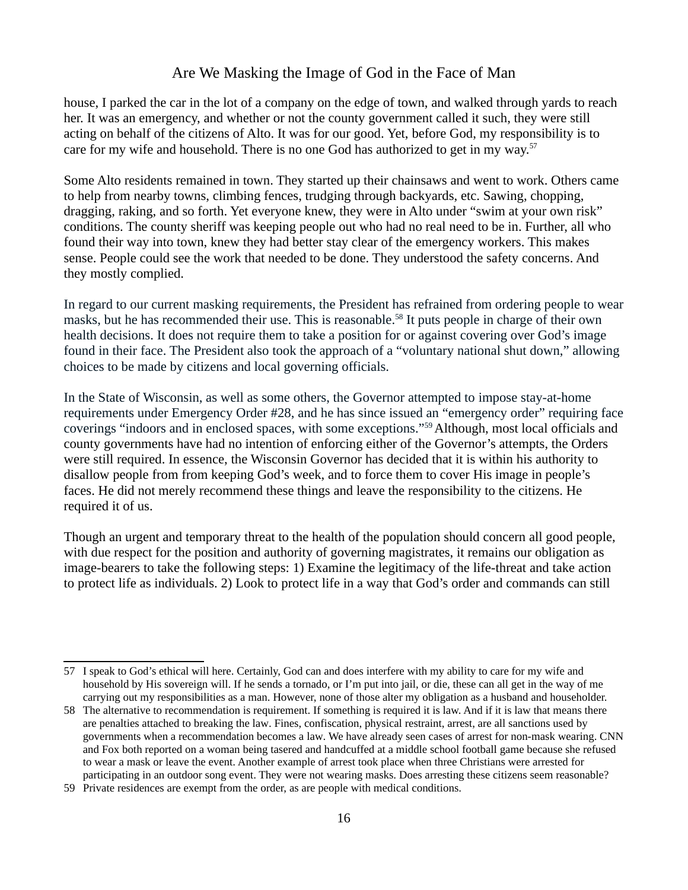house, I parked the car in the lot of a company on the edge of town, and walked through yards to reach her. It was an emergency, and whether or not the county government called it such, they were still acting on behalf of the citizens of Alto. It was for our good. Yet, before God, my responsibility is to care for my wife and household. There is no one God has authorized to get in my way.[57]

Some Alto residents remained in town. They started up their chainsaws and went to work. Others came to help from nearby towns, climbing fences, trudging through backyards, etc. Sawing, chopping, dragging, raking, and so forth. Yet everyone knew, they were in Alto under "swim at your own risk" conditions. The county sheriff was keeping people out who had no real need to be in. Further, all who found their way into town, knew they had better stay clear of the emergency workers. This makes sense. People could see the work that needed to be done. They understood the safety concerns. And they mostly complied.

In regard to our current masking requirements, the President has refrained from ordering people to wear masks, but he has recommended their use. This is reasonable.[58] It puts people in charge of their own health decisions. It does not require them to take a position for or against covering over God's image found in their face. The President also took the approach of a "voluntary national shut down," allowing choices to be made by citizens and local governing officials.

In the State of Wisconsin, as well as some others, the Governor attempted to impose stay-at-home requirements under Emergency Order #28, and he has since issued an "emergency order" requiring face coverings "indoors and in enclosed spaces, with some exceptions."[59] Although, most local officials and county governments have had no intention of enforcing either of the Governor's attempts, the Orders were still required. In essence, the Wisconsin Governor has decided that it is within his authority to disallow people from from keeping God's week, and to force them to cover His image in people's faces. He did not merely recommend these things and leave the responsibility to the citizens. He required it of us.

Though an urgent and temporary threat to the health of the population should concern all good people, with due respect for the position and authority of governing magistrates, it remains our obligation as image-bearers to take the following steps: 1) Examine the legitimacy of the life-threat and take action to protect life as individuals. 2) Look to protect life in a way that God's order and commands can still

---

57 I speak to God's ethical will here. Certainly, God can and does interfere with my ability to care for my wife and household by His sovereign will. If he sends a tornado, or I'm put into jail, or die, these can all get in the way of me carrying out my responsibilities as a man. However, none of those alter my obligation as a husband and householder.

58 The alternative to recommendation is requirement. If something is required it is law. And if it is law that means there are penalties attached to breaking the law. Fines, confiscation, physical restraint, arrest, are all sanctions used by governments when a recommendation becomes a law. We have already seen cases of arrest for non-mask wearing. CNN and Fox both reported on a woman being tasered and handcuffed at a middle school football game because she refused to wear a mask or leave the event. Another example of arrest took place when three Christians were arrested for participating in an outdoor song event. They were not wearing masks. Does arresting these citizens seem reasonable?

59 Private residences are exempt from the order, as are people with medical conditions.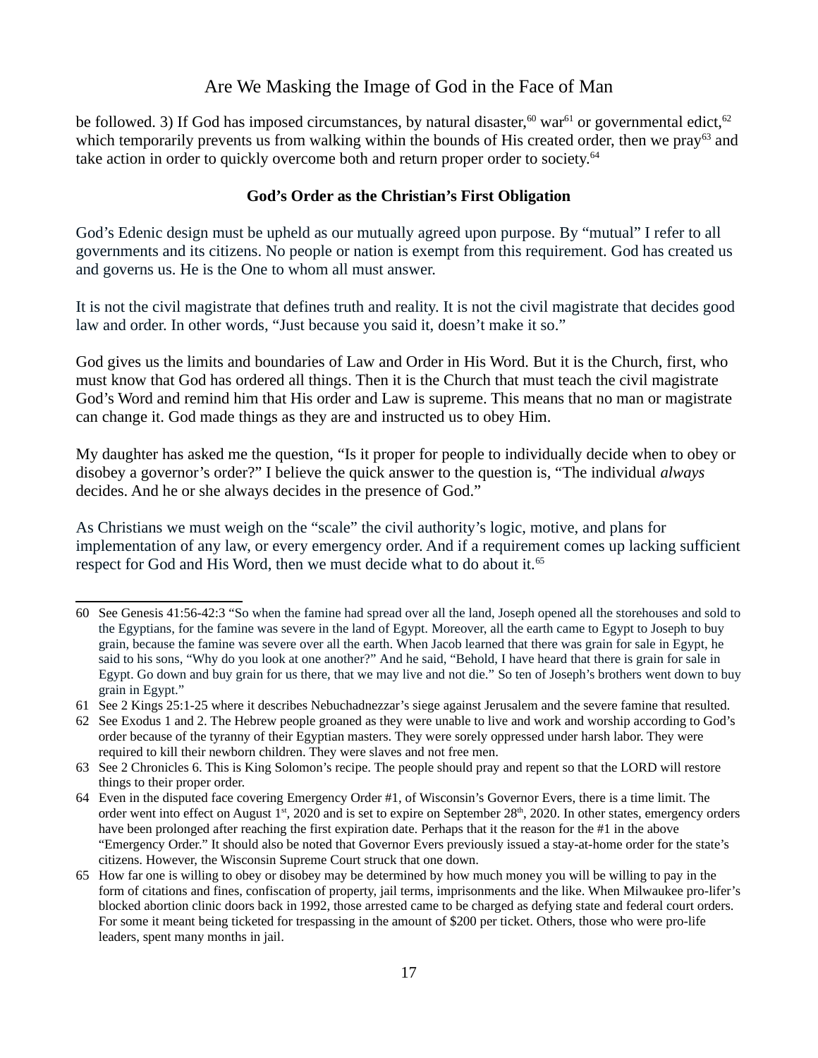be followed. 3) If God has imposed circumstances, by natural disaster,[60] war[61] or governmental edict,[62] which temporarily prevents us from walking within the bounds of His created order, then we pray[63] and take action in order to quickly overcome both and return proper order to society.[64]

**God's Order as the Christian's First Obligation**

God's Edenic design must be upheld as our mutually agreed upon purpose. By "mutual" I refer to all governments and its citizens. No people or nation is exempt from this requirement. God has created us and governs us. He is the One to whom all must answer.

It is not the civil magistrate that defines truth and reality. It is not the civil magistrate that decides good law and order. In other words, "Just because you said it, doesn't make it so."

God gives us the limits and boundaries of Law and Order in His Word. But it is the Church, first, who must know that God has ordered all things. Then it is the Church that must teach the civil magistrate God's Word and remind him that His order and Law is supreme. This means that no man or magistrate can change it. God made things as they are and instructed us to obey Him.

My daughter has asked me the question, "Is it proper for people to individually decide when to obey or disobey a governor's order?" I believe the quick answer to the question is, "The individual *always* decides. And he or she always decides in the presence of God."

As Christians we must weigh on the "scale" the civil authority's logic, motive, and plans for implementation of any law, or every emergency order. And if a requirement comes up lacking sufficient respect for God and His Word, then we must decide what to do about it.[65]

---

60 See Genesis 41:56-42:3 "So when the famine had spread over all the land, Joseph opened all the storehouses and sold to the Egyptians, for the famine was severe in the land of Egypt. Moreover, all the earth came to Egypt to Joseph to buy grain, because the famine was severe over all the earth. When Jacob learned that there was grain for sale in Egypt, he said to his sons, "Why do you look at one another?" And he said, "Behold, I have heard that there is grain for sale in Egypt. Go down and buy grain for us there, that we may live and not die." So ten of Joseph's brothers went down to buy grain in Egypt."

61 See 2 Kings 25:1-25 where it describes Nebuchadnezzar's siege against Jerusalem and the severe famine that resulted.

62 See Exodus 1 and 2. The Hebrew people groaned as they were unable to live and work and worship according to God's order because of the tyranny of their Egyptian masters. They were sorely oppressed under harsh labor. They were required to kill their newborn children. They were slaves and not free men.

63 See 2 Chronicles 6. This is King Solomon's recipe. The people should pray and repent so that the LORD will restore things to their proper order.

64 Even in the disputed face covering Emergency Order #1, of Wisconsin's Governor Evers, there is a time limit. The order went into effect on August 1st, 2020 and is set to expire on September 28th, 2020. In other states, emergency orders have been prolonged after reaching the first expiration date. Perhaps that it the reason for the #1 in the above "Emergency Order." It should also be noted that Governor Evers previously issued a stay-at-home order for the state's citizens. However, the Wisconsin Supreme Court struck that one down.

65 How far one is willing to obey or disobey may be determined by how much money you will be willing to pay in the form of citations and fines, confiscation of property, jail terms, imprisonments and the like. When Milwaukee pro-lifer's blocked abortion clinic doors back in 1992, those arrested came to be charged as defying state and federal court orders. For some it meant being ticketed for trespassing in the amount of $200 per ticket. Others, those who were pro-life leaders, spent many months in jail.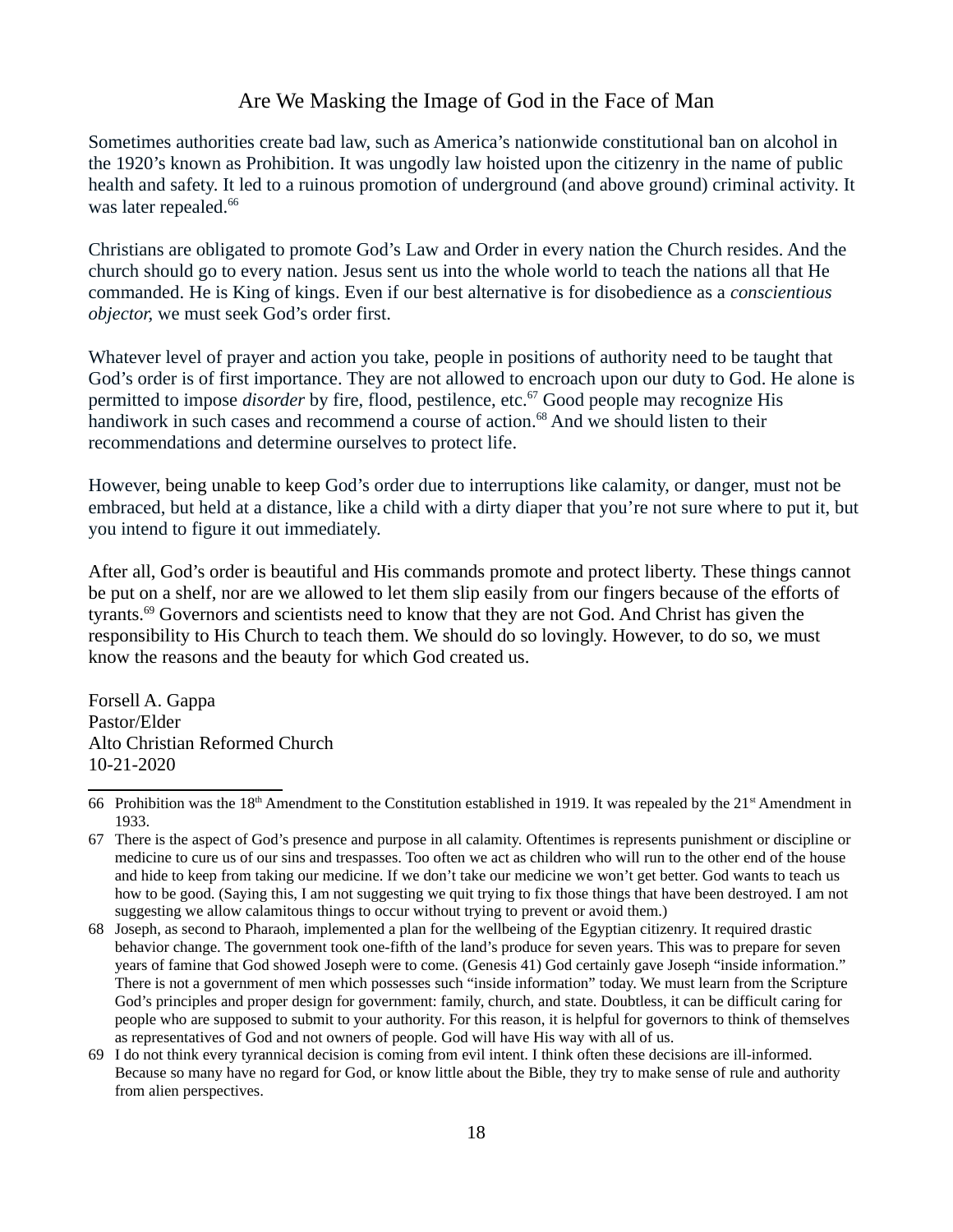## Are We Masking the Image of God in the Face of Man

Sometimes authorities create bad law, such as America's nationwide constitutional ban on alcohol in the 1920's known as Prohibition. It was ungodly law hoisted upon the citizenry in the name of public health and safety. It led to a ruinous promotion of underground (and above ground) criminal activity. It was later repealed.[66]

Christians are obligated to promote God's Law and Order in every nation the Church resides. And the church should go to every nation. Jesus sent us into the whole world to teach the nations all that He commanded. He is King of kings. Even if our best alternative is for disobedience as a *conscientious objector,* we must seek God's order first.

Whatever level of prayer and action you take, people in positions of authority need to be taught that God's order is of first importance. They are not allowed to encroach upon our duty to God. He alone is permitted to impose *disorder* by fire, flood, pestilence, etc.[67] Good people may recognize His handiwork in such cases and recommend a course of action.[68] And we should listen to their recommendations and determine ourselves to protect life.

However, being unable to keep God's order due to interruptions like calamity, or danger, must not be embraced, but held at a distance, like a child with a dirty diaper that you're not sure where to put it, but you intend to figure it out immediately.

After all, God's order is beautiful and His commands promote and protect liberty. These things cannot be put on a shelf, nor are we allowed to let them slip easily from our fingers because of the efforts of tyrants.[69] Governors and scientists need to know that they are not God. And Christ has given the responsibility to His Church to teach them. We should do so lovingly. However, to do so, we must know the reasons and the beauty for which God created us.

Forsell A. Gappa
Pastor/Elder
Alto Christian Reformed Church
10-21-2020

---

66 Prohibition was the 18th Amendment to the Constitution established in 1919. It was repealed by the 21st Amendment in 1933.

67 There is the aspect of God's presence and purpose in all calamity. Oftentimes is represents punishment or discipline or medicine to cure us of our sins and trespasses. Too often we act as children who will run to the other end of the house and hide to keep from taking our medicine. If we don't take our medicine we won't get better. God wants to teach us how to be good. (Saying this, I am not suggesting we quit trying to fix those things that have been destroyed. I am not suggesting we allow calamitous things to occur without trying to prevent or avoid them.)

68 Joseph, as second to Pharaoh, implemented a plan for the wellbeing of the Egyptian citizenry. It required drastic behavior change. The government took one-fifth of the land's produce for seven years. This was to prepare for seven years of famine that God showed Joseph were to come. (Genesis 41) God certainly gave Joseph "inside information." There is not a government of men which possesses such "inside information" today. We must learn from the Scripture God's principles and proper design for government: family, church, and state. Doubtless, it can be difficult caring for people who are supposed to submit to your authority. For this reason, it is helpful for governors to think of themselves as representatives of God and not owners of people. God will have His way with all of us.

69 I do not think every tyrannical decision is coming from evil intent. I think often these decisions are ill-informed. Because so many have no regard for God, or know little about the Bible, they try to make sense of rule and authority from alien perspectives.